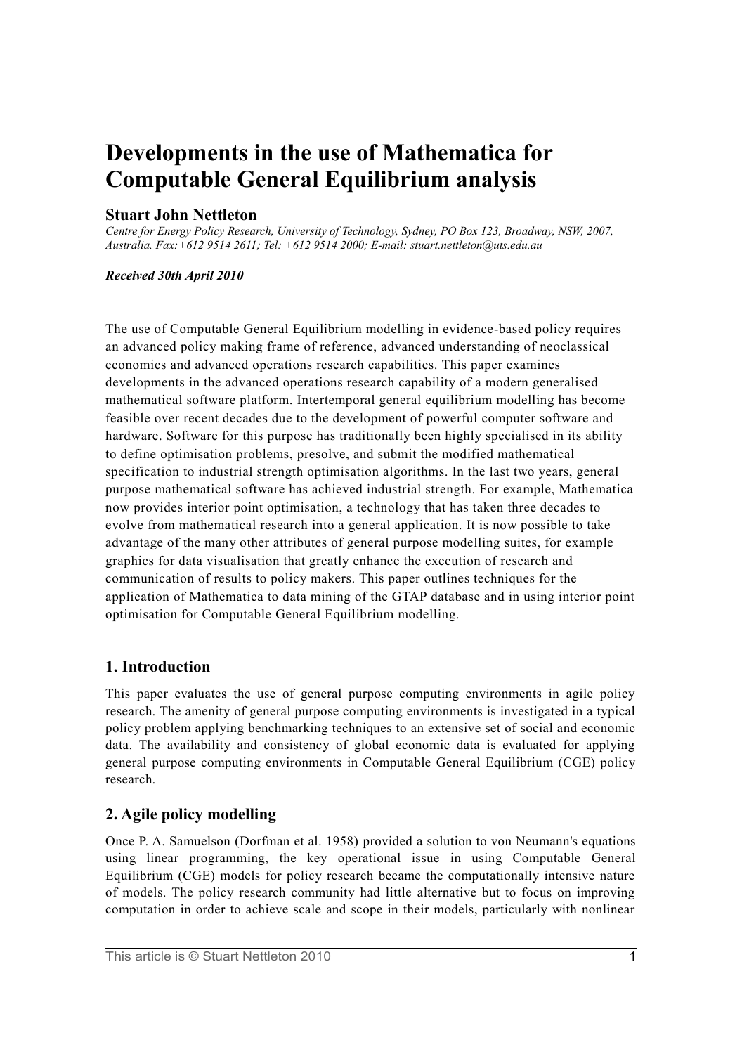# Developments in the use of Mathematica for Computable General Equilibrium analysis

**Stuart John Nettleton**

*Centre for Energy Policy Research, University of Technology, Sydney, PO Box 123, Broadway, NSW, 2007, Australia. Fax:+612 9514 2611; Tel: +612 9514 2000; E-mail: stuart.nettleton@uts.edu.au*

***Received 30th April 2010***

The use of Computable General Equilibrium modelling in evidence-based policy requires an advanced policy making frame of reference, advanced understanding of neoclassical economics and advanced operations research capabilities. This paper examines developments in the advanced operations research capability of a modern generalised mathematical software platform. Intertemporal general equilibrium modelling has become feasible over recent decades due to the development of powerful computer software and hardware. Software for this purpose has traditionally been highly specialised in its ability to define optimisation problems, presolve, and submit the modified mathematical specification to industrial strength optimisation algorithms. In the last two years, general purpose mathematical software has achieved industrial strength. For example, Mathematica now provides interior point optimisation, a technology that has taken three decades to evolve from mathematical research into a general application. It is now possible to take advantage of the many other attributes of general purpose modelling suites, for example graphics for data visualisation that greatly enhance the execution of research and communication of results to policy makers. This paper outlines techniques for the application of Mathematica to data mining of the GTAP database and in using interior point optimisation for Computable General Equilibrium modelling.

## 1. Introduction

This paper evaluates the use of general purpose computing environments in agile policy research. The amenity of general purpose computing environments is investigated in a typical policy problem applying benchmarking techniques to an extensive set of social and economic data. The availability and consistency of global economic data is evaluated for applying general purpose computing environments in Computable General Equilibrium (CGE) policy research.

## 2. Agile policy modelling

Once P. A. Samuelson (Dorfman et al. 1958) provided a solution to von Neumann's equations using linear programming, the key operational issue in using Computable General Equilibrium (CGE) models for policy research became the computationally intensive nature of models. The policy research community had little alternative but to focus on improving computation in order to achieve scale and scope in their models, particularly with nonlinear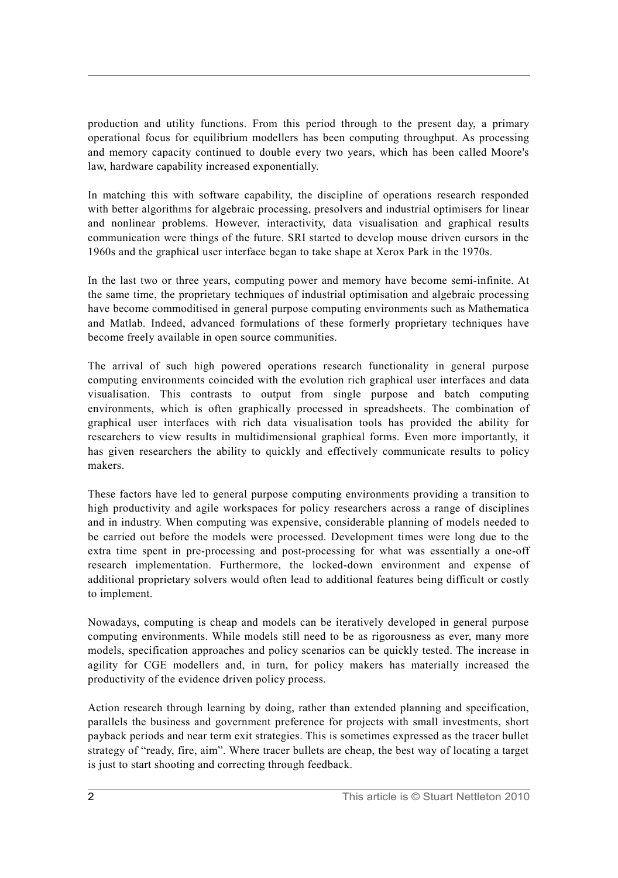production and utility functions. From this period through to the present day, a primary operational focus for equilibrium modellers has been computing throughput. As processing and memory capacity continued to double every two years, which has been called Moore's law, hardware capability increased exponentially.

In matching this with software capability, the discipline of operations research responded with better algorithms for algebraic processing, presolvers and industrial optimisers for linear and nonlinear problems. However, interactivity, data visualisation and graphical results communication were things of the future. SRI started to develop mouse driven cursors in the 1960s and the graphical user interface began to take shape at Xerox Park in the 1970s.

In the last two or three years, computing power and memory have become semi-infinite. At the same time, the proprietary techniques of industrial optimisation and algebraic processing have become commoditised in general purpose computing environments such as Mathematica and Matlab. Indeed, advanced formulations of these formerly proprietary techniques have become freely available in open source communities.

The arrival of such high powered operations research functionality in general purpose computing environments coincided with the evolution rich graphical user interfaces and data visualisation. This contrasts to output from single purpose and batch computing environments, which is often graphically processed in spreadsheets. The combination of graphical user interfaces with rich data visualisation tools has provided the ability for researchers to view results in multidimensional graphical forms. Even more importantly, it has given researchers the ability to quickly and effectively communicate results to policy makers.

These factors have led to general purpose computing environments providing a transition to high productivity and agile workspaces for policy researchers across a range of disciplines and in industry. When computing was expensive, considerable planning of models needed to be carried out before the models were processed. Development times were long due to the extra time spent in pre-processing and post-processing for what was essentially a one-off research implementation. Furthermore, the locked-down environment and expense of additional proprietary solvers would often lead to additional features being difficult or costly to implement.

Nowadays, computing is cheap and models can be iteratively developed in general purpose computing environments. While models still need to be as rigorousness as ever, many more models, specification approaches and policy scenarios can be quickly tested. The increase in agility for CGE modellers and, in turn, for policy makers has materially increased the productivity of the evidence driven policy process.

Action research through learning by doing, rather than extended planning and specification, parallels the business and government preference for projects with small investments, short payback periods and near term exit strategies. This is sometimes expressed as the tracer bullet strategy of "ready, fire, aim". Where tracer bullets are cheap, the best way of locating a target is just to start shooting and correcting through feedback.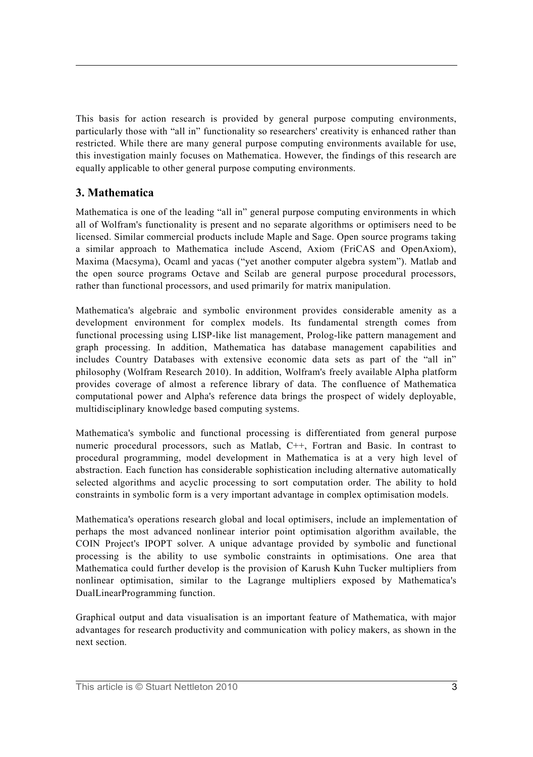This basis for action research is provided by general purpose computing environments, particularly those with "all in" functionality so researchers' creativity is enhanced rather than restricted. While there are many general purpose computing environments available for use, this investigation mainly focuses on Mathematica. However, the findings of this research are equally applicable to other general purpose computing environments.

## 3. Mathematica

Mathematica is one of the leading "all in" general purpose computing environments in which all of Wolfram's functionality is present and no separate algorithms or optimisers need to be licensed. Similar commercial products include Maple and Sage. Open source programs taking a similar approach to Mathematica include Ascend, Axiom (FriCAS and OpenAxiom), Maxima (Macsyma), Ocaml and yacas ("yet another computer algebra system"). Matlab and the open source programs Octave and Scilab are general purpose procedural processors, rather than functional processors, and used primarily for matrix manipulation.

Mathematica's algebraic and symbolic environment provides considerable amenity as a development environment for complex models. Its fundamental strength comes from functional processing using LISP-like list management, Prolog-like pattern management and graph processing. In addition, Mathematica has database management capabilities and includes Country Databases with extensive economic data sets as part of the "all in" philosophy (Wolfram Research 2010). In addition, Wolfram's freely available Alpha platform provides coverage of almost a reference library of data. The confluence of Mathematica computational power and Alpha's reference data brings the prospect of widely deployable, multidisciplinary knowledge based computing systems.

Mathematica's symbolic and functional processing is differentiated from general purpose numeric procedural processors, such as Matlab, C++, Fortran and Basic. In contrast to procedural programming, model development in Mathematica is at a very high level of abstraction. Each function has considerable sophistication including alternative automatically selected algorithms and acyclic processing to sort computation order. The ability to hold constraints in symbolic form is a very important advantage in complex optimisation models.

Mathematica's operations research global and local optimisers, include an implementation of perhaps the most advanced nonlinear interior point optimisation algorithm available, the COIN Project's IPOPT solver. A unique advantage provided by symbolic and functional processing is the ability to use symbolic constraints in optimisations. One area that Mathematica could further develop is the provision of Karush Kuhn Tucker multipliers from nonlinear optimisation, similar to the Lagrange multipliers exposed by Mathematica's DualLinearProgramming function.

Graphical output and data visualisation is an important feature of Mathematica, with major advantages for research productivity and communication with policy makers, as shown in the next section.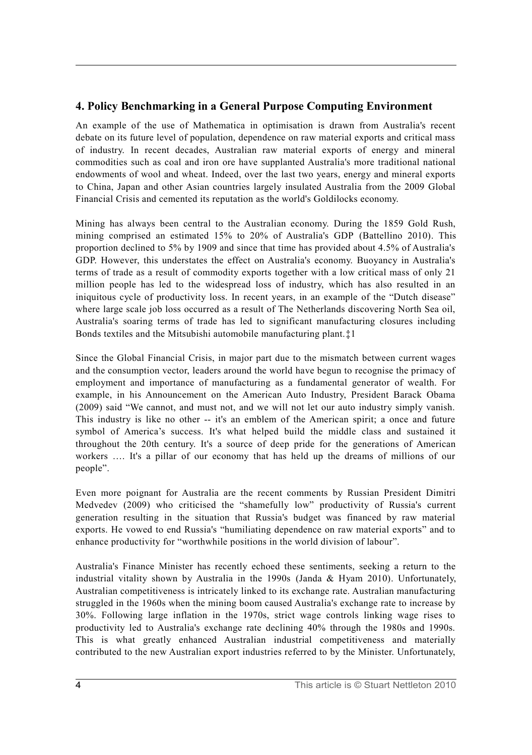## 4. Policy Benchmarking in a General Purpose Computing Environment

An example of the use of Mathematica in optimisation is drawn from Australia's recent debate on its future level of population, dependence on raw material exports and critical mass of industry. In recent decades, Australian raw material exports of energy and mineral commodities such as coal and iron ore have supplanted Australia's more traditional national endowments of wool and wheat. Indeed, over the last two years, energy and mineral exports to China, Japan and other Asian countries largely insulated Australia from the 2009 Global Financial Crisis and cemented its reputation as the world's Goldilocks economy.

Mining has always been central to the Australian economy. During the 1859 Gold Rush, mining comprised an estimated 15% to 20% of Australia's GDP (Battellino 2010). This proportion declined to 5% by 1909 and since that time has provided about 4.5% of Australia's GDP. However, this understates the effect on Australia's economy. Buoyancy in Australia's terms of trade as a result of commodity exports together with a low critical mass of only 21 million people has led to the widespread loss of industry, which has also resulted in an iniquitous cycle of productivity loss. In recent years, in an example of the "Dutch disease" where large scale job loss occurred as a result of The Netherlands discovering North Sea oil, Australia's soaring terms of trade has led to significant manufacturing closures including Bonds textiles and the Mitsubishi automobile manufacturing plant. ‡1

Since the Global Financial Crisis, in major part due to the mismatch between current wages and the consumption vector, leaders around the world have begun to recognise the primacy of employment and importance of manufacturing as a fundamental generator of wealth. For example, in his Announcement on the American Auto Industry, President Barack Obama (2009) said "We cannot, and must not, and we will not let our auto industry simply vanish. This industry is like no other -- it's an emblem of the American spirit; a once and future symbol of America's success. It's what helped build the middle class and sustained it throughout the 20th century. It's a source of deep pride for the generations of American workers …. It's a pillar of our economy that has held up the dreams of millions of our people".

Even more poignant for Australia are the recent comments by Russian President Dimitri Medvedev (2009) who criticised the "shamefully low" productivity of Russia's current generation resulting in the situation that Russia's budget was financed by raw material exports. He vowed to end Russia's "humiliating dependence on raw material exports" and to enhance productivity for "worthwhile positions in the world division of labour".

Australia's Finance Minister has recently echoed these sentiments, seeking a return to the industrial vitality shown by Australia in the 1990s (Janda & Hyam 2010). Unfortunately, Australian competitiveness is intricately linked to its exchange rate. Australian manufacturing struggled in the 1960s when the mining boom caused Australia's exchange rate to increase by 30%. Following large inflation in the 1970s, strict wage controls linking wage rises to productivity led to Australia's exchange rate declining 40% through the 1980s and 1990s. This is what greatly enhanced Australian industrial competitiveness and materially contributed to the new Australian export industries referred to by the Minister. Unfortunately,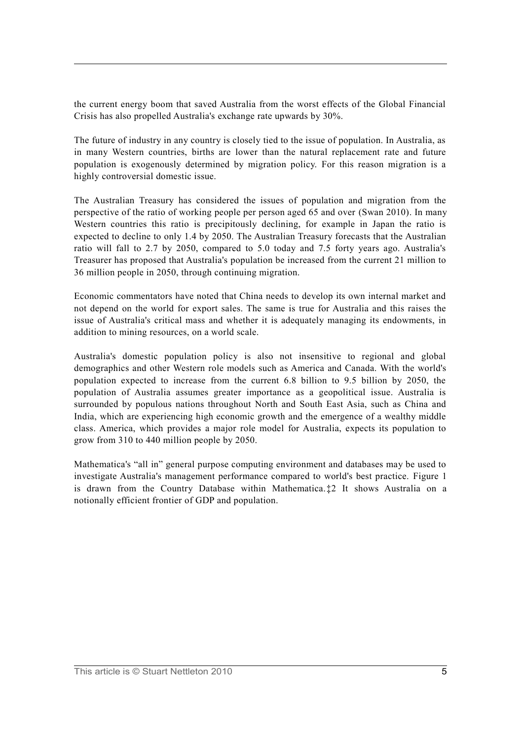the current energy boom that saved Australia from the worst effects of the Global Financial Crisis has also propelled Australia's exchange rate upwards by 30%.

The future of industry in any country is closely tied to the issue of population. In Australia, as in many Western countries, births are lower than the natural replacement rate and future population is exogenously determined by migration policy. For this reason migration is a highly controversial domestic issue.

The Australian Treasury has considered the issues of population and migration from the perspective of the ratio of working people per person aged 65 and over (Swan 2010). In many Western countries this ratio is precipitously declining, for example in Japan the ratio is expected to decline to only 1.4 by 2050. The Australian Treasury forecasts that the Australian ratio will fall to 2.7 by 2050, compared to 5.0 today and 7.5 forty years ago. Australia's Treasurer has proposed that Australia's population be increased from the current 21 million to 36 million people in 2050, through continuing migration.

Economic commentators have noted that China needs to develop its own internal market and not depend on the world for export sales. The same is true for Australia and this raises the issue of Australia's critical mass and whether it is adequately managing its endowments, in addition to mining resources, on a world scale.

Australia's domestic population policy is also not insensitive to regional and global demographics and other Western role models such as America and Canada. With the world's population expected to increase from the current 6.8 billion to 9.5 billion by 2050, the population of Australia assumes greater importance as a geopolitical issue. Australia is surrounded by populous nations throughout North and South East Asia, such as China and India, which are experiencing high economic growth and the emergence of a wealthy middle class. America, which provides a major role model for Australia, expects its population to grow from 310 to 440 million people by 2050.

Mathematica's "all in" general purpose computing environment and databases may be used to investigate Australia's management performance compared to world's best practice. Figure 1 is drawn from the Country Database within Mathematica.‡2 It shows Australia on a notionally efficient frontier of GDP and population.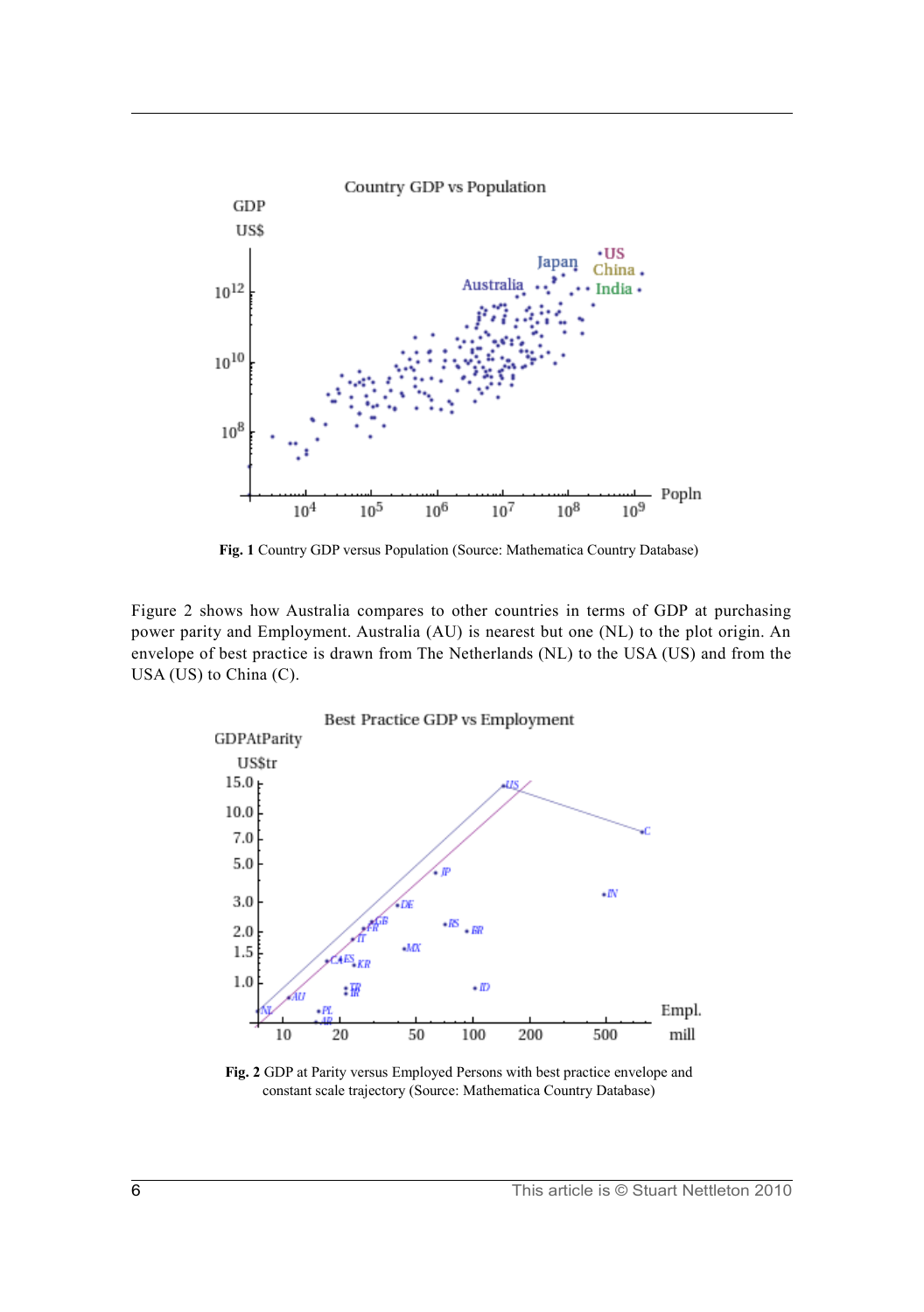**Fig. 1** Country GDP versus Population (Source: Mathematica Country Database)

Figure 2 shows how Australia compares to other countries in terms of GDP at purchasing power parity and Employment. Australia (AU) is nearest but one (NL) to the plot origin. An envelope of best practice is drawn from The Netherlands (NL) to the USA (US) and from the USA (US) to China (C).

**Fig. 2** GDP at Parity versus Employed Persons with best practice envelope and constant scale trajectory (Source: Mathematica Country Database)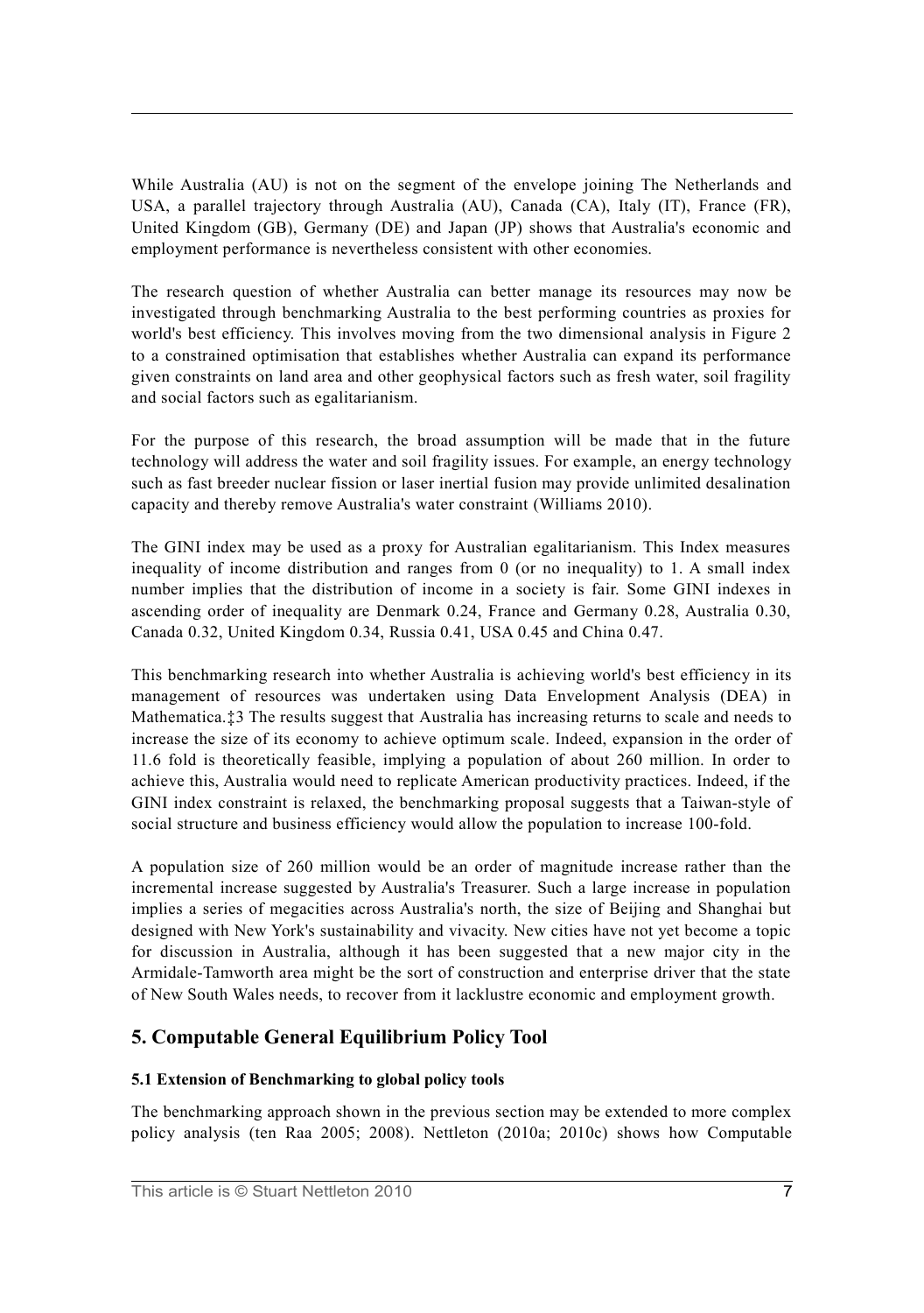While Australia (AU) is not on the segment of the envelope joining The Netherlands and USA, a parallel trajectory through Australia (AU), Canada (CA), Italy (IT), France (FR), United Kingdom (GB), Germany (DE) and Japan (JP) shows that Australia's economic and employment performance is nevertheless consistent with other economies.

The research question of whether Australia can better manage its resources may now be investigated through benchmarking Australia to the best performing countries as proxies for world's best efficiency. This involves moving from the two dimensional analysis in Figure 2 to a constrained optimisation that establishes whether Australia can expand its performance given constraints on land area and other geophysical factors such as fresh water, soil fragility and social factors such as egalitarianism.

For the purpose of this research, the broad assumption will be made that in the future technology will address the water and soil fragility issues. For example, an energy technology such as fast breeder nuclear fission or laser inertial fusion may provide unlimited desalination capacity and thereby remove Australia's water constraint (Williams 2010).

The GINI index may be used as a proxy for Australian egalitarianism. This Index measures inequality of income distribution and ranges from 0 (or no inequality) to 1. A small index number implies that the distribution of income in a society is fair. Some GINI indexes in ascending order of inequality are Denmark 0.24, France and Germany 0.28, Australia 0.30, Canada 0.32, United Kingdom 0.34, Russia 0.41, USA 0.45 and China 0.47.

This benchmarking research into whether Australia is achieving world's best efficiency in its management of resources was undertaken using Data Envelopment Analysis (DEA) in Mathematica.‡3 The results suggest that Australia has increasing returns to scale and needs to increase the size of its economy to achieve optimum scale. Indeed, expansion in the order of 11.6 fold is theoretically feasible, implying a population of about 260 million. In order to achieve this, Australia would need to replicate American productivity practices. Indeed, if the GINI index constraint is relaxed, the benchmarking proposal suggests that a Taiwan-style of social structure and business efficiency would allow the population to increase 100-fold.

A population size of 260 million would be an order of magnitude increase rather than the incremental increase suggested by Australia's Treasurer. Such a large increase in population implies a series of megacities across Australia's north, the size of Beijing and Shanghai but designed with New York's sustainability and vivacity. New cities have not yet become a topic for discussion in Australia, although it has been suggested that a new major city in the Armidale-Tamworth area might be the sort of construction and enterprise driver that the state of New South Wales needs, to recover from it lacklustre economic and employment growth.

## 5. Computable General Equilibrium Policy Tool

### 5.1 Extension of Benchmarking to global policy tools

The benchmarking approach shown in the previous section may be extended to more complex policy analysis (ten Raa 2005; 2008). Nettleton (2010a; 2010c) shows how Computable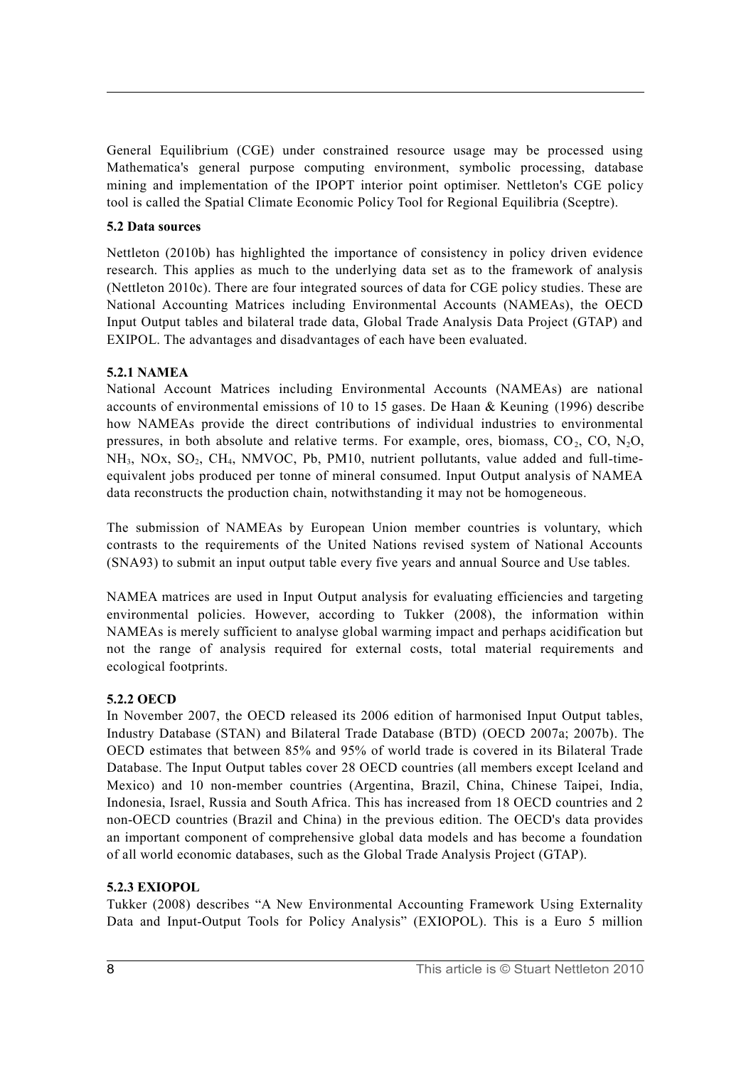General Equilibrium (CGE) under constrained resource usage may be processed using Mathematica's general purpose computing environment, symbolic processing, database mining and implementation of the IPOPT interior point optimiser. Nettleton's CGE policy tool is called the Spatial Climate Economic Policy Tool for Regional Equilibria (Sceptre).

### 5.2 Data sources

Nettleton (2010b) has highlighted the importance of consistency in policy driven evidence research. This applies as much to the underlying data set as to the framework of analysis (Nettleton 2010c). There are four integrated sources of data for CGE policy studies. These are National Accounting Matrices including Environmental Accounts (NAMEAs), the OECD Input Output tables and bilateral trade data, Global Trade Analysis Data Project (GTAP) and EXIPOL. The advantages and disadvantages of each have been evaluated.

#### 5.2.1 NAMEA

National Account Matrices including Environmental Accounts (NAMEAs) are national accounts of environmental emissions of 10 to 15 gases. De Haan & Keuning (1996) describe how NAMEAs provide the direct contributions of individual industries to environmental pressures, in both absolute and relative terms. For example, ores, biomass, $CO_2$, CO, $N_2O$, $NH_3$, NOx, $SO_2$, $CH_4$, NMVOC, Pb, PM10, nutrient pollutants, value added and full-time-equivalent jobs produced per tonne of mineral consumed. Input Output analysis of NAMEA data reconstructs the production chain, notwithstanding it may not be homogeneous.

The submission of NAMEAs by European Union member countries is voluntary, which contrasts to the requirements of the United Nations revised system of National Accounts (SNA93) to submit an input output table every five years and annual Source and Use tables.

NAMEA matrices are used in Input Output analysis for evaluating efficiencies and targeting environmental policies. However, according to Tukker (2008), the information within NAMEAs is merely sufficient to analyse global warming impact and perhaps acidification but not the range of analysis required for external costs, total material requirements and ecological footprints.

#### 5.2.2 OECD

In November 2007, the OECD released its 2006 edition of harmonised Input Output tables, Industry Database (STAN) and Bilateral Trade Database (BTD) (OECD 2007a; 2007b). The OECD estimates that between 85% and 95% of world trade is covered in its Bilateral Trade Database. The Input Output tables cover 28 OECD countries (all members except Iceland and Mexico) and 10 non-member countries (Argentina, Brazil, China, Chinese Taipei, India, Indonesia, Israel, Russia and South Africa. This has increased from 18 OECD countries and 2 non-OECD countries (Brazil and China) in the previous edition. The OECD's data provides an important component of comprehensive global data models and has become a foundation of all world economic databases, such as the Global Trade Analysis Project (GTAP).

#### 5.2.3 EXIOPOL

Tukker (2008) describes "A New Environmental Accounting Framework Using Externality Data and Input-Output Tools for Policy Analysis" (EXIOPOL). This is a Euro 5 million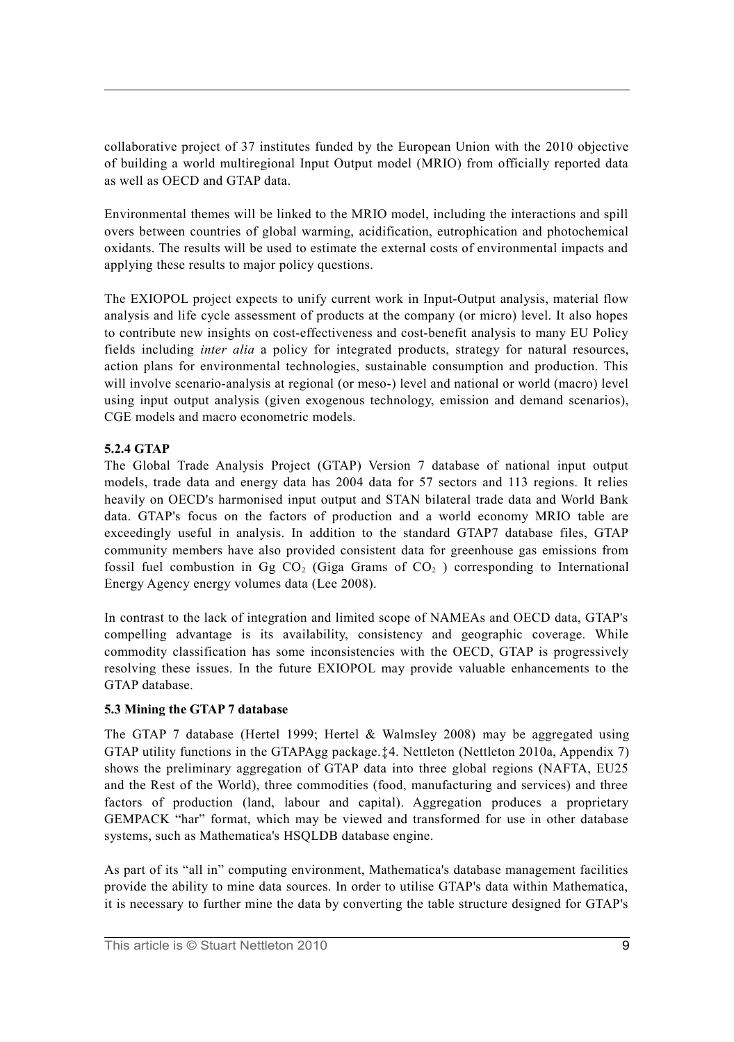collaborative project of 37 institutes funded by the European Union with the 2010 objective of building a world multiregional Input Output model (MRIO) from officially reported data as well as OECD and GTAP data.

Environmental themes will be linked to the MRIO model, including the interactions and spill overs between countries of global warming, acidification, eutrophication and photochemical oxidants. The results will be used to estimate the external costs of environmental impacts and applying these results to major policy questions.

The EXIOPOL project expects to unify current work in Input-Output analysis, material flow analysis and life cycle assessment of products at the company (or micro) level. It also hopes to contribute new insights on cost-effectiveness and cost-benefit analysis to many EU Policy fields including *inter alia* a policy for integrated products, strategy for natural resources, action plans for environmental technologies, sustainable consumption and production. This will involve scenario-analysis at regional (or meso-) level and national or world (macro) level using input output analysis (given exogenous technology, emission and demand scenarios), CGE models and macro econometric models.

#### 5.2.4 GTAP

The Global Trade Analysis Project (GTAP) Version 7 database of national input output models, trade data and energy data has 2004 data for 57 sectors and 113 regions. It relies heavily on OECD's harmonised input output and STAN bilateral trade data and World Bank data. GTAP's focus on the factors of production and a world economy MRIO table are exceedingly useful in analysis. In addition to the standard GTAP7 database files, GTAP community members have also provided consistent data for greenhouse gas emissions from fossil fuel combustion in Gg $CO_2$ (Giga Grams of $CO_2$ ) corresponding to International Energy Agency energy volumes data (Lee 2008).

In contrast to the lack of integration and limited scope of NAMEAs and OECD data, GTAP's compelling advantage is its availability, consistency and geographic coverage. While commodity classification has some inconsistencies with the OECD, GTAP is progressively resolving these issues. In the future EXIOPOL may provide valuable enhancements to the GTAP database.

### 5.3 Mining the GTAP 7 database

The GTAP 7 database (Hertel 1999; Hertel & Walmsley 2008) may be aggregated using GTAP utility functions in the GTAPAgg package.‡4. Nettleton (Nettleton 2010a, Appendix 7) shows the preliminary aggregation of GTAP data into three global regions (NAFTA, EU25 and the Rest of the World), three commodities (food, manufacturing and services) and three factors of production (land, labour and capital). Aggregation produces a proprietary GEMPACK "har" format, which may be viewed and transformed for use in other database systems, such as Mathematica's HSQLDB database engine.

As part of its "all in" computing environment, Mathematica's database management facilities provide the ability to mine data sources. In order to utilise GTAP's data within Mathematica, it is necessary to further mine the data by converting the table structure designed for GTAP's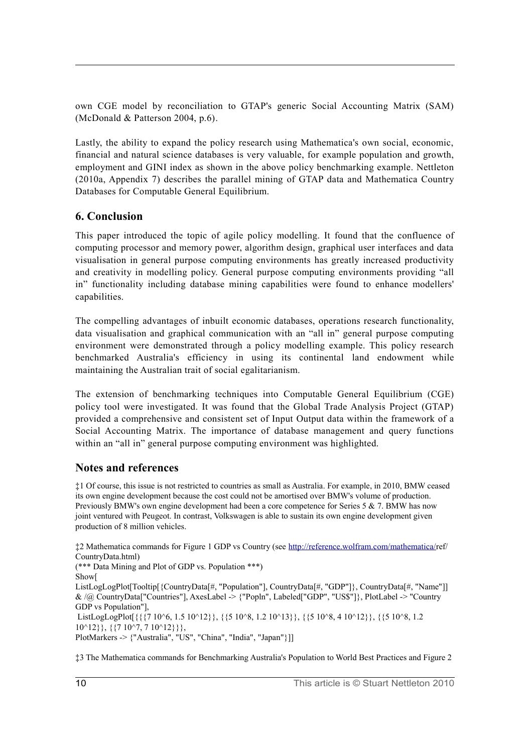own CGE model by reconciliation to GTAP's generic Social Accounting Matrix (SAM) (McDonald & Patterson 2004, p.6).

Lastly, the ability to expand the policy research using Mathematica's own social, economic, financial and natural science databases is very valuable, for example population and growth, employment and GINI index as shown in the above policy benchmarking example. Nettleton (2010a, Appendix 7) describes the parallel mining of GTAP data and Mathematica Country Databases for Computable General Equilibrium.

## 6. Conclusion

This paper introduced the topic of agile policy modelling. It found that the confluence of computing processor and memory power, algorithm design, graphical user interfaces and data visualisation in general purpose computing environments has greatly increased productivity and creativity in modelling policy. General purpose computing environments providing "all in" functionality including database mining capabilities were found to enhance modellers' capabilities.

The compelling advantages of inbuilt economic databases, operations research functionality, data visualisation and graphical communication with an "all in" general purpose computing environment were demonstrated through a policy modelling example. This policy research benchmarked Australia's efficiency in using its continental land endowment while maintaining the Australian trait of social egalitarianism.

The extension of benchmarking techniques into Computable General Equilibrium (CGE) policy tool were investigated. It was found that the Global Trade Analysis Project (GTAP) provided a comprehensive and consistent set of Input Output data within the framework of a Social Accounting Matrix. The importance of database management and query functions within an "all in" general purpose computing environment was highlighted.

## Notes and references

‡1 Of course, this issue is not restricted to countries as small as Australia. For example, in 2010, BMW ceased its own engine development because the cost could not be amortised over BMW's volume of production. Previously BMW's own engine development had been a core competence for Series 5 & 7. BMW has now joint ventured with Peugeot. In contrast, Volkswagen is able to sustain its own engine development given production of 8 million vehicles.

‡2 Mathematica commands for Figure 1 GDP vs Country (see http://reference.wolfram.com/mathematica/ref/CountryData.html)

```
(*** Data Mining and Plot of GDP vs. Population ***)
Show[
ListLogLogPlot[Tooltip[{CountryData[#, "Population"], CountryData[#, "GDP"]}, CountryData[#, "Name"]] & /@ CountryData["Countries"], AxesLabel -> {"Popln", Labeled["GDP", "US$"]}, PlotLabel -> "Country GDP vs Population"],
 ListLogLogPlot[{{{7 10^6, 1.5 10^12}}, {{5 10^8, 1.2 10^13}}, {{5 10^8, 4 10^12}}, {{5 10^8, 1.2 10^12}}, {{7 10^7, 7 10^12}}},
PlotMarkers -> {"Australia", "US", "China", "India", "Japan"}]]
```

‡3 The Mathematica commands for Benchmarking Australia's Population to World Best Practices and Figure 2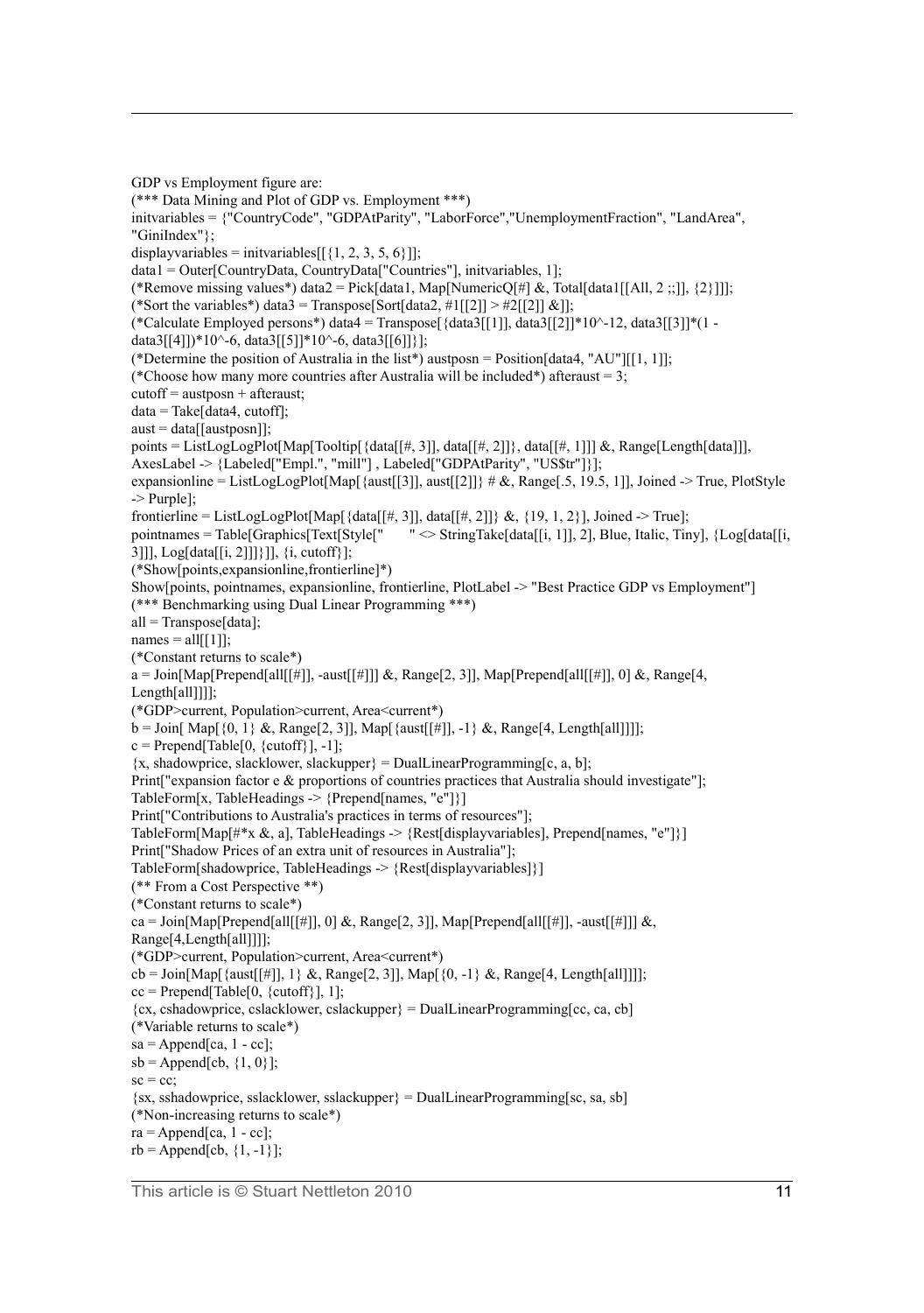GDP vs Employment figure are:

```
(*** Data Mining and Plot of GDP vs. Employment ***)
initvariables = {"CountryCode", "GDPAtParity", "LaborForce","UnemploymentFraction", "LandArea",
"GiniIndex"};
displayvariables = initvariables[[{1, 2, 3, 5, 6}]];
data1 = Outer[CountryData, CountryData["Countries"], initvariables, 1];
(*Remove missing values*) data2 = Pick[data1, Map[NumericQ[#] &, Total[data1[[All, 2 ;;]], {2}]]];
(*Sort the variables*) data3 = Transpose[Sort[data2, #1[[2]] > #2[[2]] &]];
(*Calculate Employed persons*) data4 = Transpose[{data3[[1]], data3[[2]]*10^-12, data3[[3]]*(1 -
data3[[4]])*10^-6, data3[[5]]*10^-6, data3[[6]]}];
(*Determine the position of Australia in the list*) austposn = Position[data4, "AU"][[1, 1]];
(*Choose how many more countries after Australia will be included*) afteraust = 3;
cutoff = austposn + afteraust;
data = Take[data4, cutoff];
aust = data[[austposn]];
points = ListLogLogPlot[Map[Tooltip[{data[[#, 3]], data[[#, 2]]}, data[[#, 1]]] &, Range[Length[data]]],
AxesLabel -> {Labeled["Empl.", "mill"] , Labeled["GDPAtParity", "US$tr"]}];
expansionline = ListLogLogPlot[Map[{aust[[3]], aust[[2]]} # &, Range[.5, 19.5, 1]], Joined -> True, PlotStyle
-> Purple];
frontierline = ListLogLogPlot[Map[{data[[#, 3]], data[[#, 2]]} &, {19, 1, 2}], Joined -> True];
pointnames = Table[Graphics[Text[Style["      " <> StringTake[data[[i, 1]], 2], Blue, Italic, Tiny], {Log[data[[i,
3]]], Log[data[[i, 2]]]}]], {i, cutoff}];
(*Show[points,expansionline,frontierline]*)
Show[points, pointnames, expansionline, frontierline, PlotLabel -> "Best Practice GDP vs Employment"]
(*** Benchmarking using Dual Linear Programming ***)
all = Transpose[data];
names = all[[1]];
(*Constant returns to scale*)
a = Join[Map[Prepend[all[[#]], -aust[[#]]] &, Range[2, 3]], Map[Prepend[all[[#]], 0] &, Range[4,
Length[all]]]];
(*GDP>current, Population>current, Area<current*)
b = Join[ Map[{0, 1} &, Range[2, 3]], Map[{aust[[#]], -1} &, Range[4, Length[all]]]];
c = Prepend[Table[0, {cutoff}], -1];
{x, shadowprice, slacklower, slackupper} = DualLinearProgramming[c, a, b];
Print["expansion factor e & proportions of countries practices that Australia should investigate"];
TableForm[x, TableHeadings -> {Prepend[names, "e"]}]
Print["Contributions to Australia's practices in terms of resources"];
TableForm[Map[#*x &, a], TableHeadings -> {Rest[displayvariables], Prepend[names, "e"]}]
Print["Shadow Prices of an extra unit of resources in Australia"];
TableForm[shadowprice, TableHeadings -> {Rest[displayvariables]}]
(** From a Cost Perspective **)
(*Constant returns to scale*)
ca = Join[Map[Prepend[all[[#]], 0] &, Range[2, 3]], Map[Prepend[all[[#]], -aust[[#]]] &,
Range[4,Length[all]]]];
(*GDP>current, Population>current, Area<current*)
cb = Join[Map[{aust[[#]], 1} &, Range[2, 3]], Map[{0, -1} &, Range[4, Length[all]]]];
cc = Prepend[Table[0, {cutoff}], 1];
{cx, cshadowprice, cslacklower, cslackupper} = DualLinearProgramming[cc, ca, cb]
(*Variable returns to scale*)
sa = Append[ca, 1 - cc];
sb = Append[cb, {1, 0}];
sc = cc;
{sx, sshadowprice, sslacklower, sslackupper} = DualLinearProgramming[sc, sa, sb]
(*Non-increasing returns to scale*)
ra = Append[ca, 1 - cc];
rb = Append[cb, {1, -1}];
```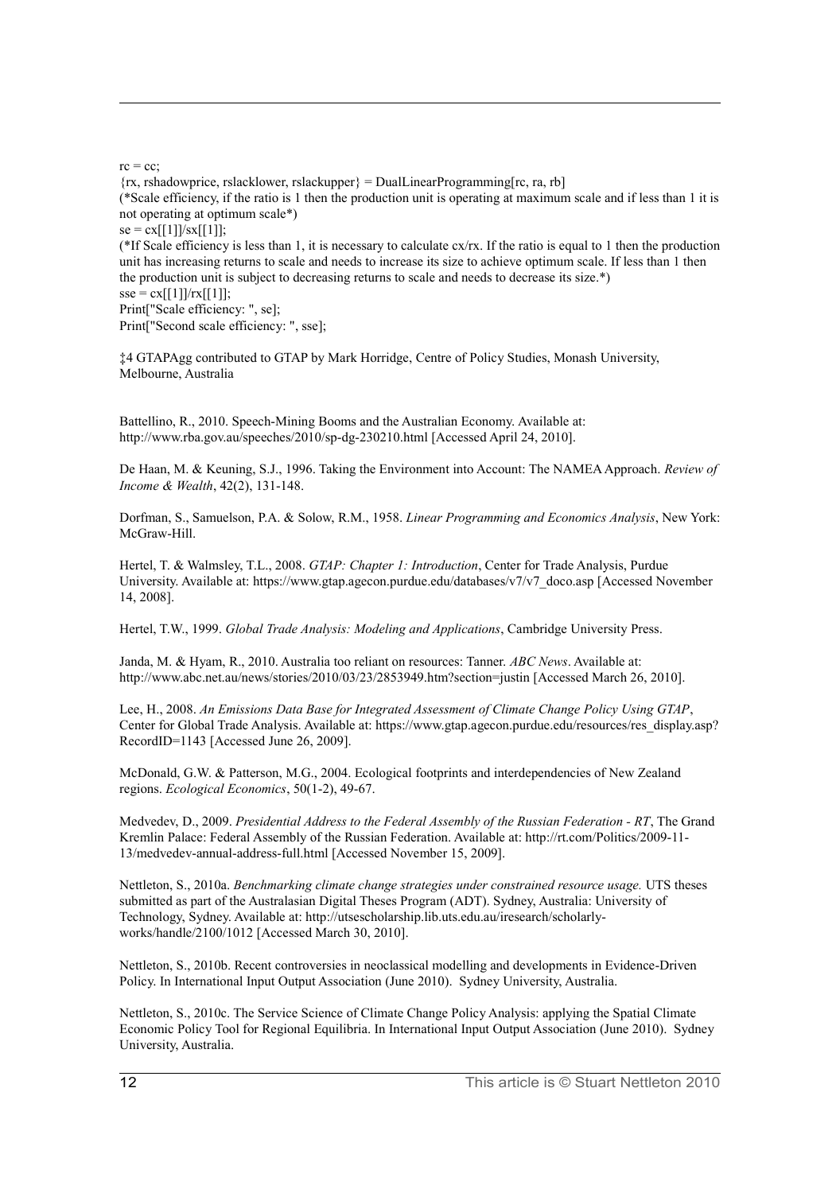```
rc = cc;
{rx, rshadowprice, rslacklower, rslackupper} = DualLinearProgramming[rc, ra, rb]
(*Scale efficiency, if the ratio is 1 then the production unit is operating at maximum scale and if less than 1 it is not operating at optimum scale*)
se = cx[[1]]/sx[[1]];
(*If Scale efficiency is less than 1, it is necessary to calculate cx/rx. If the ratio is equal to 1 then the production unit has increasing returns to scale and needs to increase its size to achieve optimum scale. If less than 1 then the production unit is subject to decreasing returns to scale and needs to decrease its size.*)
sse = cx[[1]]/rx[[1]];
Print["Scale efficiency: ", se];
Print["Second scale efficiency: ", sse];
```

‡4 GTAPAgg contributed to GTAP by Mark Horridge, Centre of Policy Studies, Monash University, Melbourne, Australia

Battellino, R., 2010. Speech-Mining Booms and the Australian Economy. Available at: http://www.rba.gov.au/speeches/2010/sp-dg-230210.html [Accessed April 24, 2010].

De Haan, M. & Keuning, S.J., 1996. Taking the Environment into Account: The NAMEA Approach. *Review of Income & Wealth*, 42(2), 131-148.

Dorfman, S., Samuelson, P.A. & Solow, R.M., 1958. *Linear Programming and Economics Analysis*, New York: McGraw-Hill.

Hertel, T. & Walmsley, T.L., 2008. *GTAP: Chapter 1: Introduction*, Center for Trade Analysis, Purdue University. Available at: https://www.gtap.agecon.purdue.edu/databases/v7/v7_doco.asp [Accessed November 14, 2008].

Hertel, T.W., 1999. *Global Trade Analysis: Modeling and Applications*, Cambridge University Press.

Janda, M. & Hyam, R., 2010. Australia too reliant on resources: Tanner. *ABC News*. Available at: http://www.abc.net.au/news/stories/2010/03/23/2853949.htm?section=justin [Accessed March 26, 2010].

Lee, H., 2008. *An Emissions Data Base for Integrated Assessment of Climate Change Policy Using GTAP*, Center for Global Trade Analysis. Available at: https://www.gtap.agecon.purdue.edu/resources/res_display.asp?RecordID=1143 [Accessed June 26, 2009].

McDonald, G.W. & Patterson, M.G., 2004. Ecological footprints and interdependencies of New Zealand regions. *Ecological Economics*, 50(1-2), 49-67.

Medvedev, D., 2009. *Presidential Address to the Federal Assembly of the Russian Federation - RT*, The Grand Kremlin Palace: Federal Assembly of the Russian Federation. Available at: http://rt.com/Politics/2009-11-13/medvedev-annual-address-full.html [Accessed November 15, 2009].

Nettleton, S., 2010a. *Benchmarking climate change strategies under constrained resource usage.* UTS theses submitted as part of the Australasian Digital Theses Program (ADT). Sydney, Australia: University of Technology, Sydney. Available at: http://utsescholarship.lib.uts.edu.au/iresearch/scholarly-works/handle/2100/1012 [Accessed March 30, 2010].

Nettleton, S., 2010b. Recent controversies in neoclassical modelling and developments in Evidence-Driven Policy. In International Input Output Association (June 2010). Sydney University, Australia.

Nettleton, S., 2010c. The Service Science of Climate Change Policy Analysis: applying the Spatial Climate Economic Policy Tool for Regional Equilibria. In International Input Output Association (June 2010). Sydney University, Australia.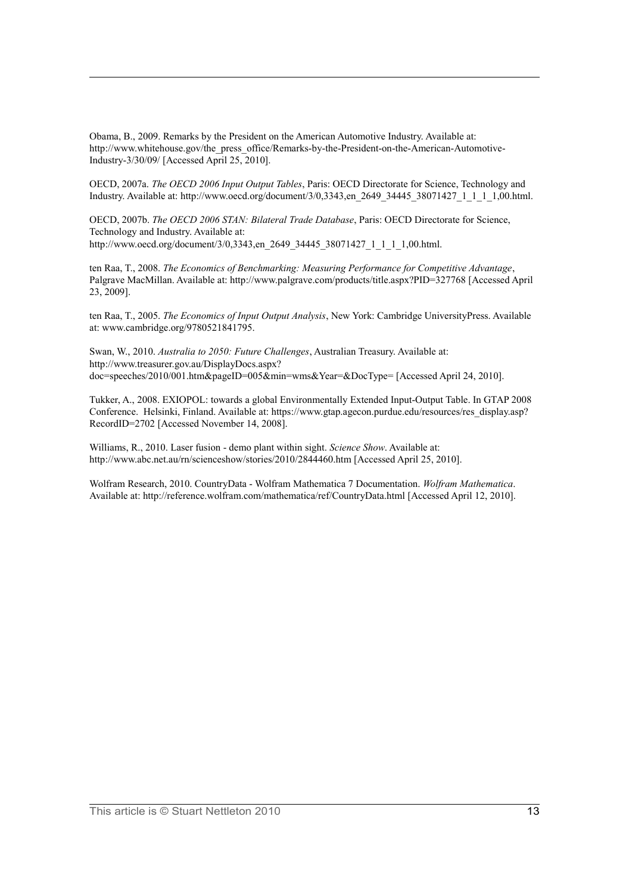Obama, B., 2009. Remarks by the President on the American Automotive Industry. Available at: http://www.whitehouse.gov/the_press_office/Remarks-by-the-President-on-the-American-Automotive-Industry-3/30/09/ [Accessed April 25, 2010].

OECD, 2007a. *The OECD 2006 Input Output Tables*, Paris: OECD Directorate for Science, Technology and Industry. Available at: http://www.oecd.org/document/3/0,3343,en_2649_34445_38071427_1_1_1_1,00.html.

OECD, 2007b. *The OECD 2006 STAN: Bilateral Trade Database*, Paris: OECD Directorate for Science, Technology and Industry. Available at: http://www.oecd.org/document/3/0,3343,en_2649_34445_38071427_1_1_1_1,00.html.

ten Raa, T., 2008. *The Economics of Benchmarking: Measuring Performance for Competitive Advantage*, Palgrave MacMillan. Available at: http://www.palgrave.com/products/title.aspx?PID=327768 [Accessed April 23, 2009].

ten Raa, T., 2005. *The Economics of Input Output Analysis*, New York: Cambridge UniversityPress. Available at: www.cambridge.org/9780521841795.

Swan, W., 2010. *Australia to 2050: Future Challenges*, Australian Treasury. Available at: http://www.treasurer.gov.au/DisplayDocs.aspx?doc=speeches/2010/001.htm&pageID=005&min=wms&Year=&DocType= [Accessed April 24, 2010].

Tukker, A., 2008. EXIOPOL: towards a global Environmentally Extended Input-Output Table. In GTAP 2008 Conference. Helsinki, Finland. Available at: https://www.gtap.agecon.purdue.edu/resources/res_display.asp?RecordID=2702 [Accessed November 14, 2008].

Williams, R., 2010. Laser fusion - demo plant within sight. *Science Show*. Available at: http://www.abc.net.au/rn/scienceshow/stories/2010/2844460.htm [Accessed April 25, 2010].

Wolfram Research, 2010. CountryData - Wolfram Mathematica 7 Documentation. *Wolfram Mathematica*. Available at: http://reference.wolfram.com/mathematica/ref/CountryData.html [Accessed April 12, 2010].

This article is © Stuart Nettleton 2010